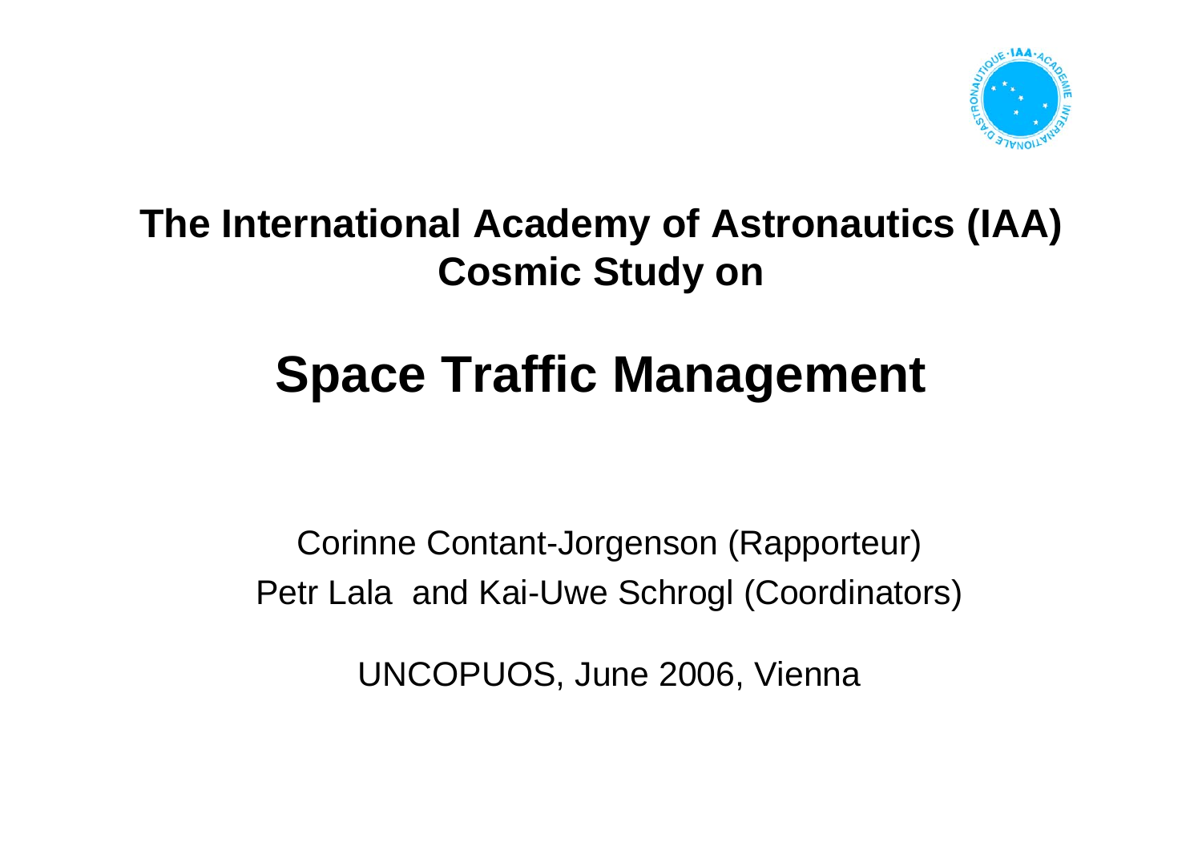# The International Academy of Astronautics (IAA) Cosmic Study on

# Space Traffic Management

Corinne Contant-Jorgenson (Rapporteur)

Petr Lala and Kai-Uwe Schrogl (Coordinators)

UNCOPUOS, June 2006, Vienna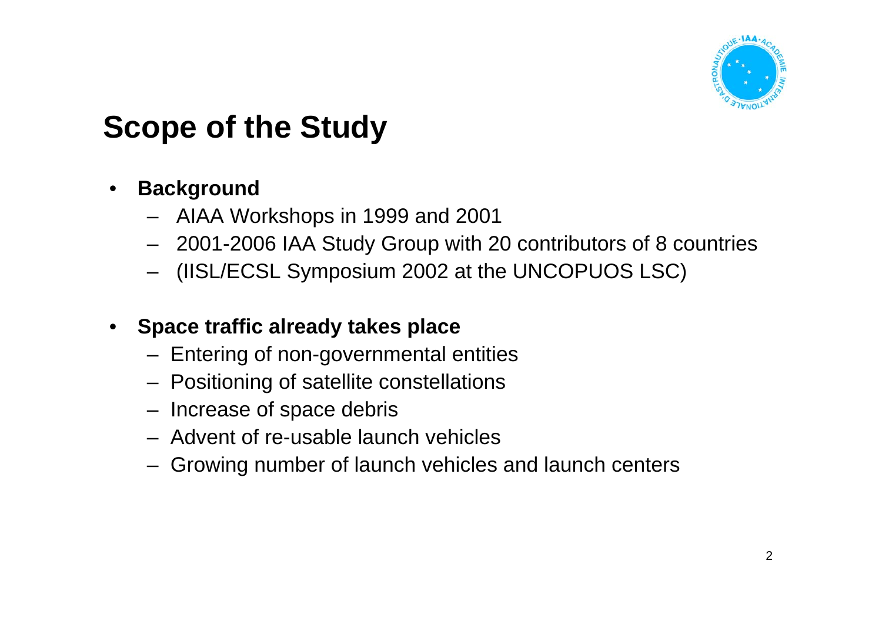# Scope of the Study

- **Background**
  - AIAA Workshops in 1999 and 2001
  - 2001-2006 IAA Study Group with 20 contributors of 8 countries
  - (IISL/ECSL Symposium 2002 at the UNCOPUOS LSC)

- **Space traffic already takes place**
  - Entering of non-governmental entities
  - Positioning of satellite constellations
  - Increase of space debris
  - Advent of re-usable launch vehicles
  - Growing number of launch vehicles and launch centers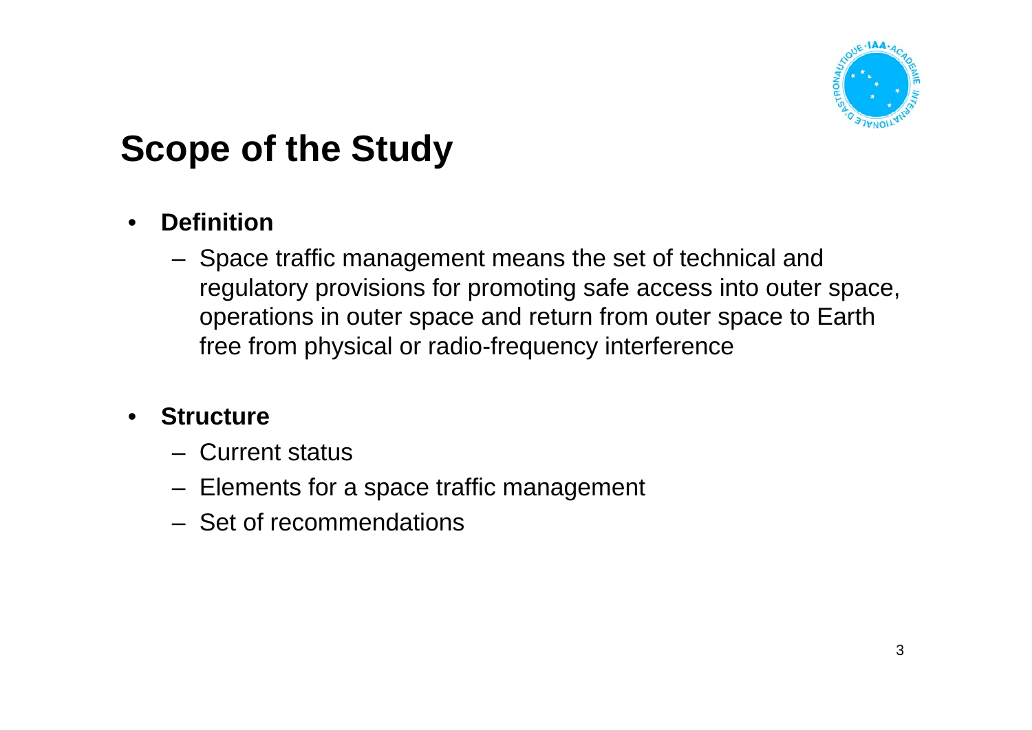# Scope of the Study

- **Definition**
  - Space traffic management means the set of technical and regulatory provisions for promoting safe access into outer space, operations in outer space and return from outer space to Earth free from physical or radio-frequency interference

- **Structure**
  - Current status
  - Elements for a space traffic management
  - Set of recommendations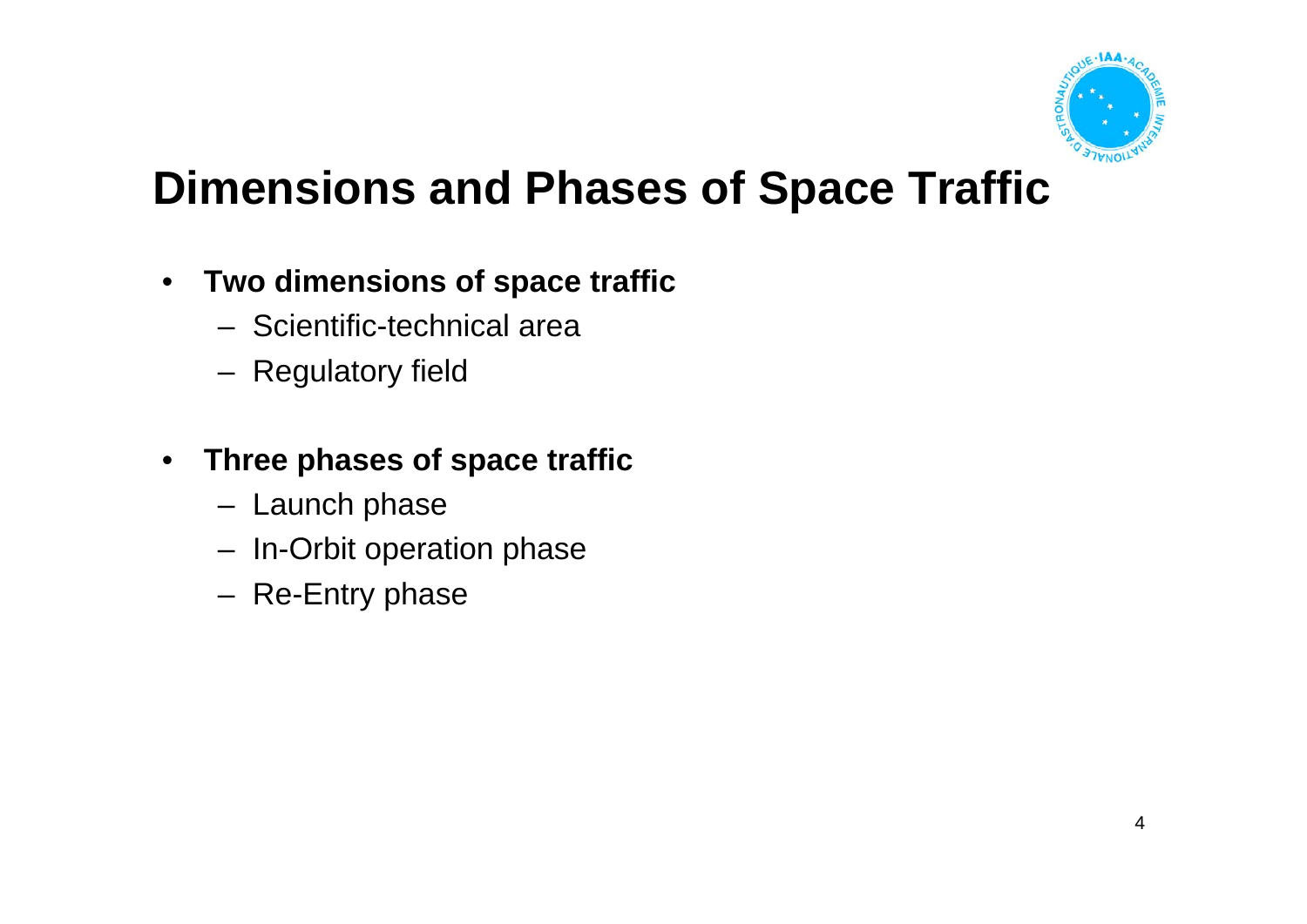# Dimensions and Phases of Space Traffic

- **Two dimensions of space traffic**
  - Scientific-technical area
  - Regulatory field

- **Three phases of space traffic**
  - Launch phase
  - In-Orbit operation phase
  - Re-Entry phase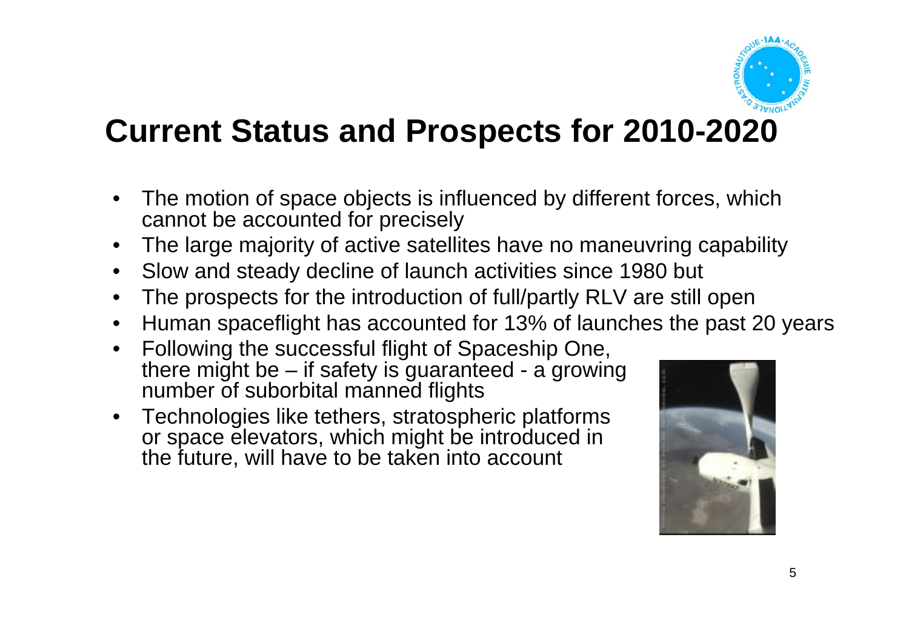# Current Status and Prospects for 2010-2020

- The motion of space objects is influenced by different forces, which cannot be accounted for precisely
- The large majority of active satellites have no maneuvring capability
- Slow and steady decline of launch activities since 1980 but
- The prospects for the introduction of full/partly RLV are still open
- Human spaceflight has accounted for 13% of launches the past 20 years
- Following the successful flight of Spaceship One, there might be – if safety is guaranteed - a growing number of suborbital manned flights
- Technologies like tethers, stratospheric platforms or space elevators, which might be introduced in the future, will have to be taken into account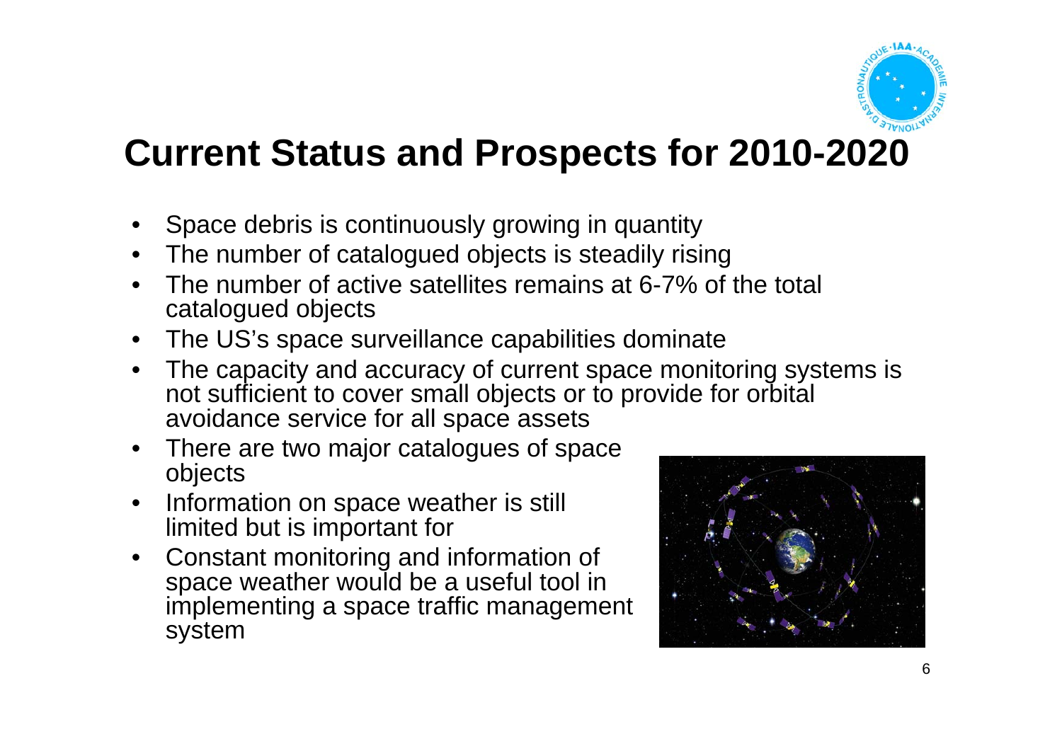# Current Status and Prospects for 2010-2020

- Space debris is continuously growing in quantity
- The number of catalogued objects is steadily rising
- The number of active satellites remains at 6-7% of the total catalogued objects
- The US's space surveillance capabilities dominate
- The capacity and accuracy of current space monitoring systems is not sufficient to cover small objects or to provide for orbital avoidance service for all space assets
- There are two major catalogues of space objects
- Information on space weather is still limited but is important for
- Constant monitoring and information of space weather would be a useful tool in implementing a space traffic management system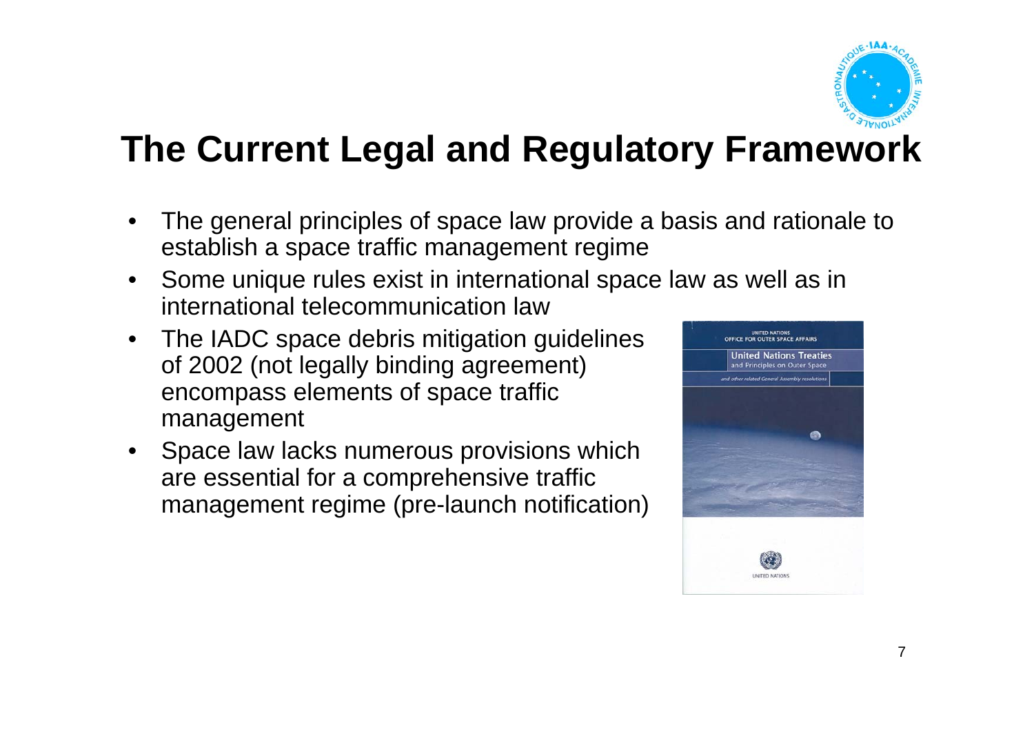# The Current Legal and Regulatory Framework

- The general principles of space law provide a basis and rationale to establish a space traffic management regime
- Some unique rules exist in international space law as well as in international telecommunication law
- The IADC space debris mitigation guidelines of 2002 (not legally binding agreement) encompass elements of space traffic management
- Space law lacks numerous provisions which are essential for a comprehensive traffic management regime (pre-launch notification)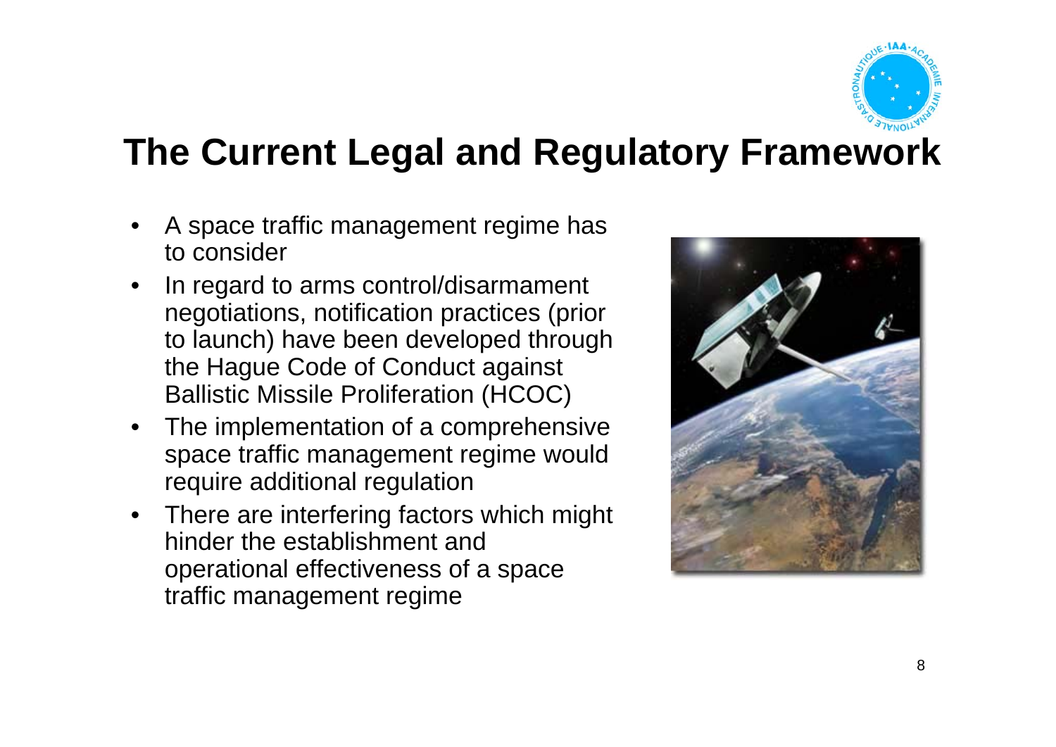# The Current Legal and Regulatory Framework

- A space traffic management regime has to consider
- In regard to arms control/disarmament negotiations, notification practices (prior to launch) have been developed through the Hague Code of Conduct against Ballistic Missile Proliferation (HCOC)
- The implementation of a comprehensive space traffic management regime would require additional regulation
- There are interfering factors which might hinder the establishment and operational effectiveness of a space traffic management regime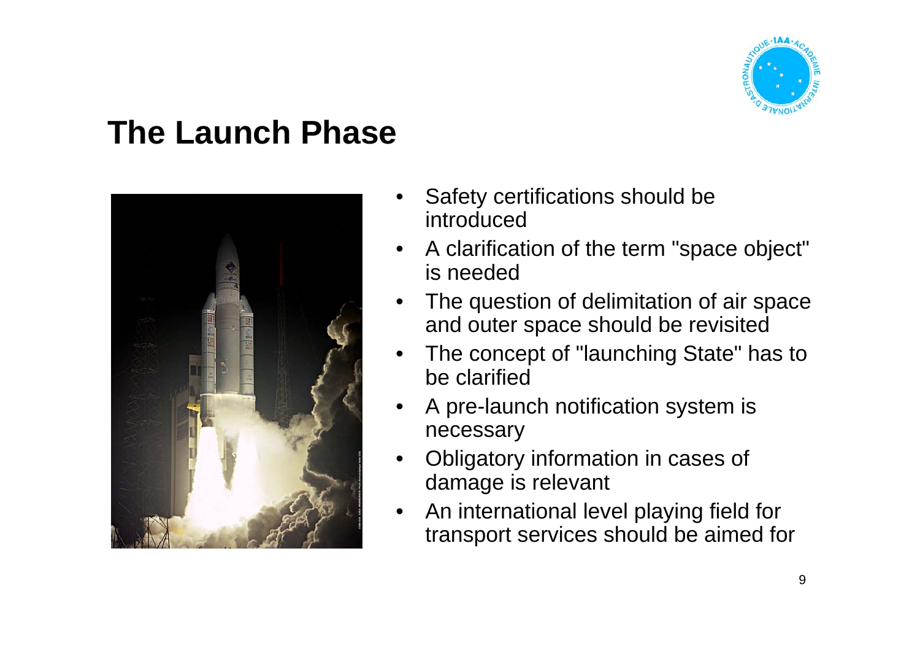# The Launch Phase

- Safety certifications should be introduced
- A clarification of the term "space object" is needed
- The question of delimitation of air space and outer space should be revisited
- The concept of "launching State" has to be clarified
- A pre-launch notification system is necessary
- Obligatory information in cases of damage is relevant
- An international level playing field for transport services should be aimed for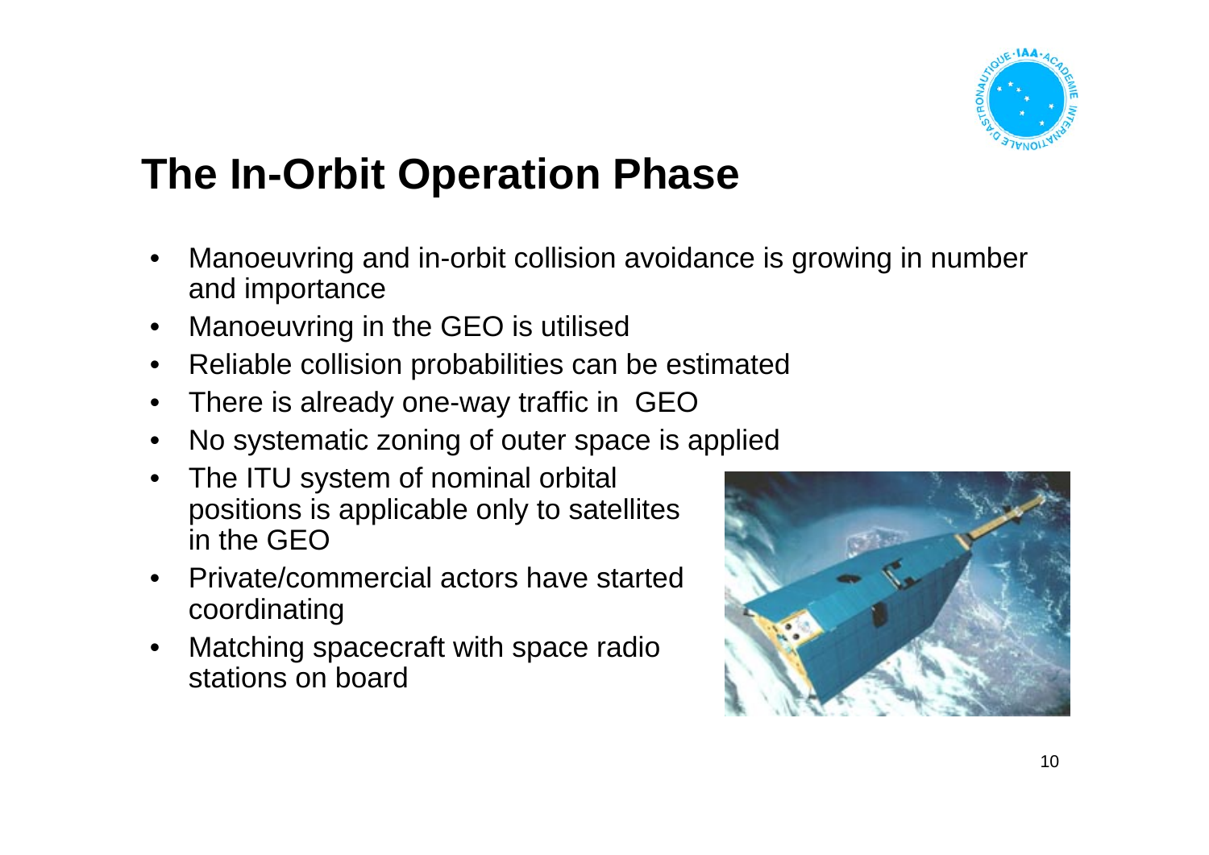# The In-Orbit Operation Phase

- Manoeuvring and in-orbit collision avoidance is growing in number and importance
- Manoeuvring in the GEO is utilised
- Reliable collision probabilities can be estimated
- There is already one-way traffic in GEO
- No systematic zoning of outer space is applied
- The ITU system of nominal orbital positions is applicable only to satellites in the GEO
- Private/commercial actors have started coordinating
- Matching spacecraft with space radio stations on board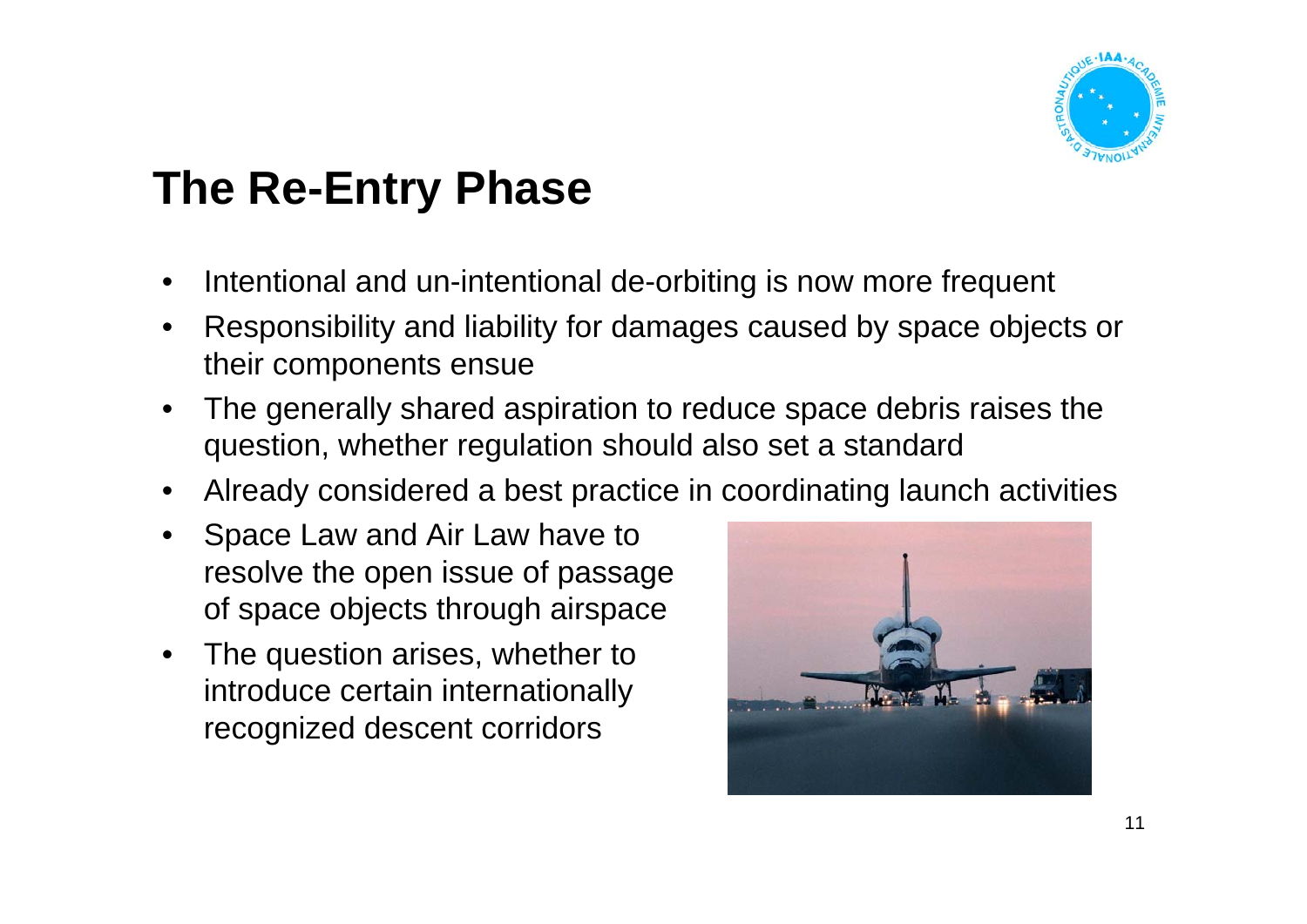## The Re-Entry Phase

- Intentional and un-intentional de-orbiting is now more frequent
- Responsibility and liability for damages caused by space objects or their components ensue
- The generally shared aspiration to reduce space debris raises the question, whether regulation should also set a standard
- Already considered a best practice in coordinating launch activities
- Space Law and Air Law have to resolve the open issue of passage of space objects through airspace
- The question arises, whether to introduce certain internationally recognized descent corridors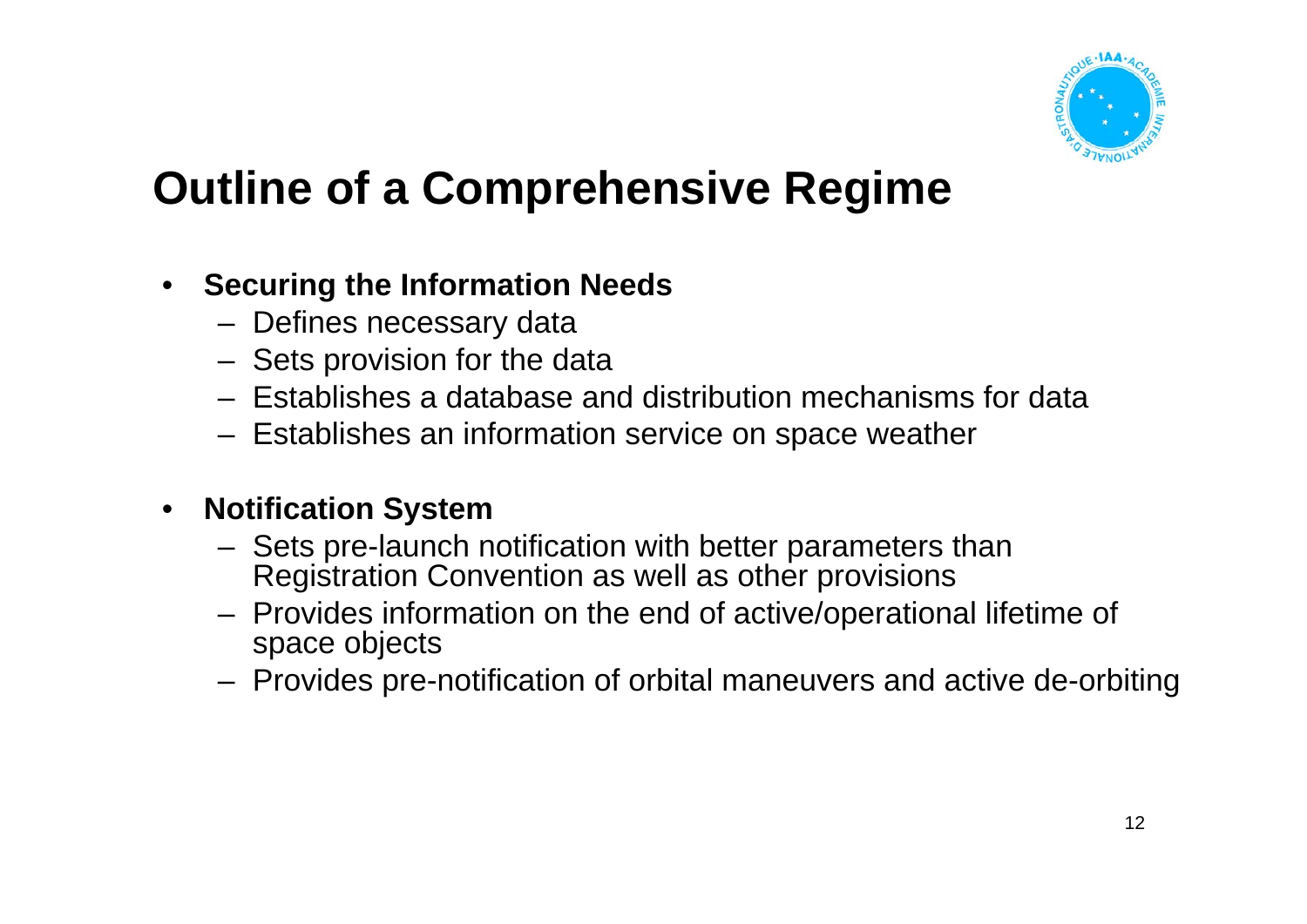# Outline of a Comprehensive Regime

- **Securing the Information Needs**
  - Defines necessary data
  - Sets provision for the data
  - Establishes a database and distribution mechanisms for data
  - Establishes an information service on space weather
- **Notification System**
  - Sets pre-launch notification with better parameters than Registration Convention as well as other provisions
  - Provides information on the end of active/operational lifetime of space objects
  - Provides pre-notification of orbital maneuvers and active de-orbiting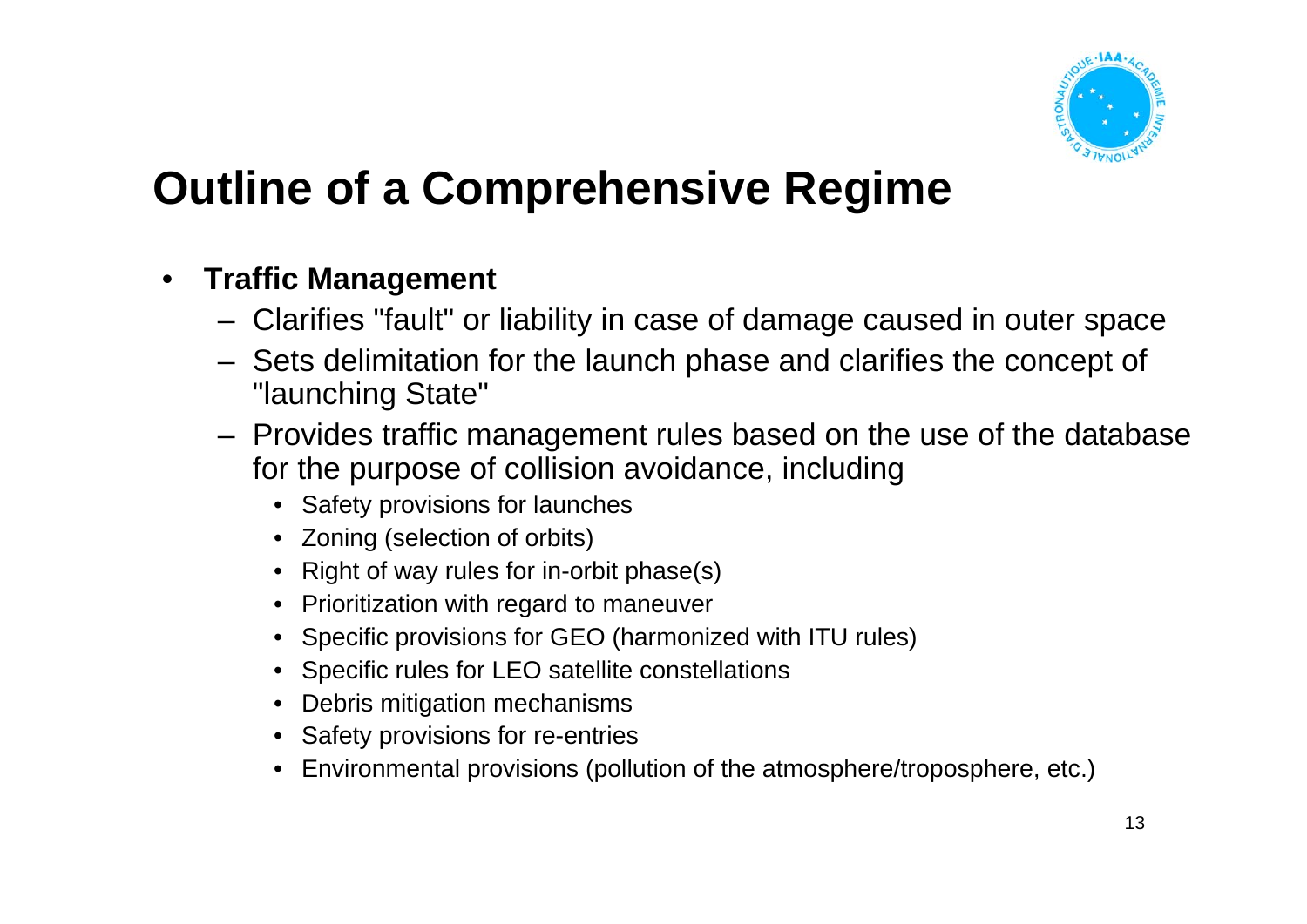# Outline of a Comprehensive Regime

- **Traffic Management**
  - Clarifies "fault" or liability in case of damage caused in outer space
  - Sets delimitation for the launch phase and clarifies the concept of "launching State"
  - Provides traffic management rules based on the use of the database for the purpose of collision avoidance, including
    - Safety provisions for launches
    - Zoning (selection of orbits)
    - Right of way rules for in-orbit phase(s)
    - Prioritization with regard to maneuver
    - Specific provisions for GEO (harmonized with ITU rules)
    - Specific rules for LEO satellite constellations
    - Debris mitigation mechanisms
    - Safety provisions for re-entries
    - Environmental provisions (pollution of the atmosphere/troposphere, etc.)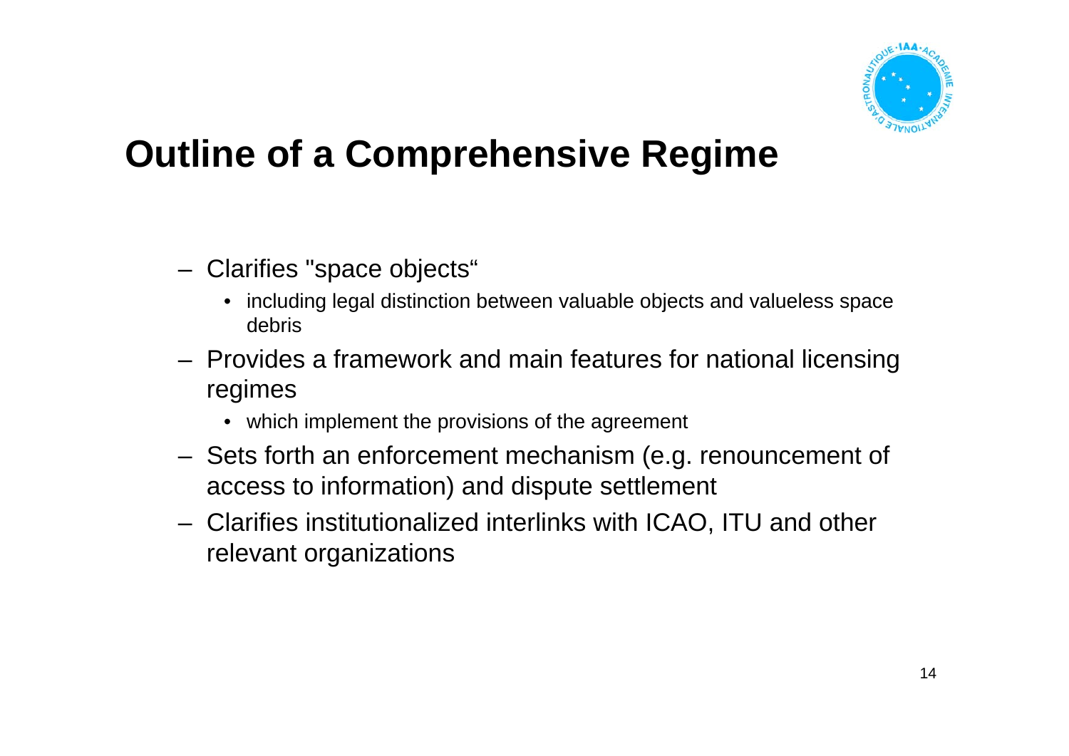# Outline of a Comprehensive Regime

- Clarifies "space objects“
  - including legal distinction between valuable objects and valueless space debris
- Provides a framework and main features for national licensing regimes
  - which implement the provisions of the agreement
- Sets forth an enforcement mechanism (e.g. renouncement of access to information) and dispute settlement
- Clarifies institutionalized interlinks with ICAO, ITU and other relevant organizations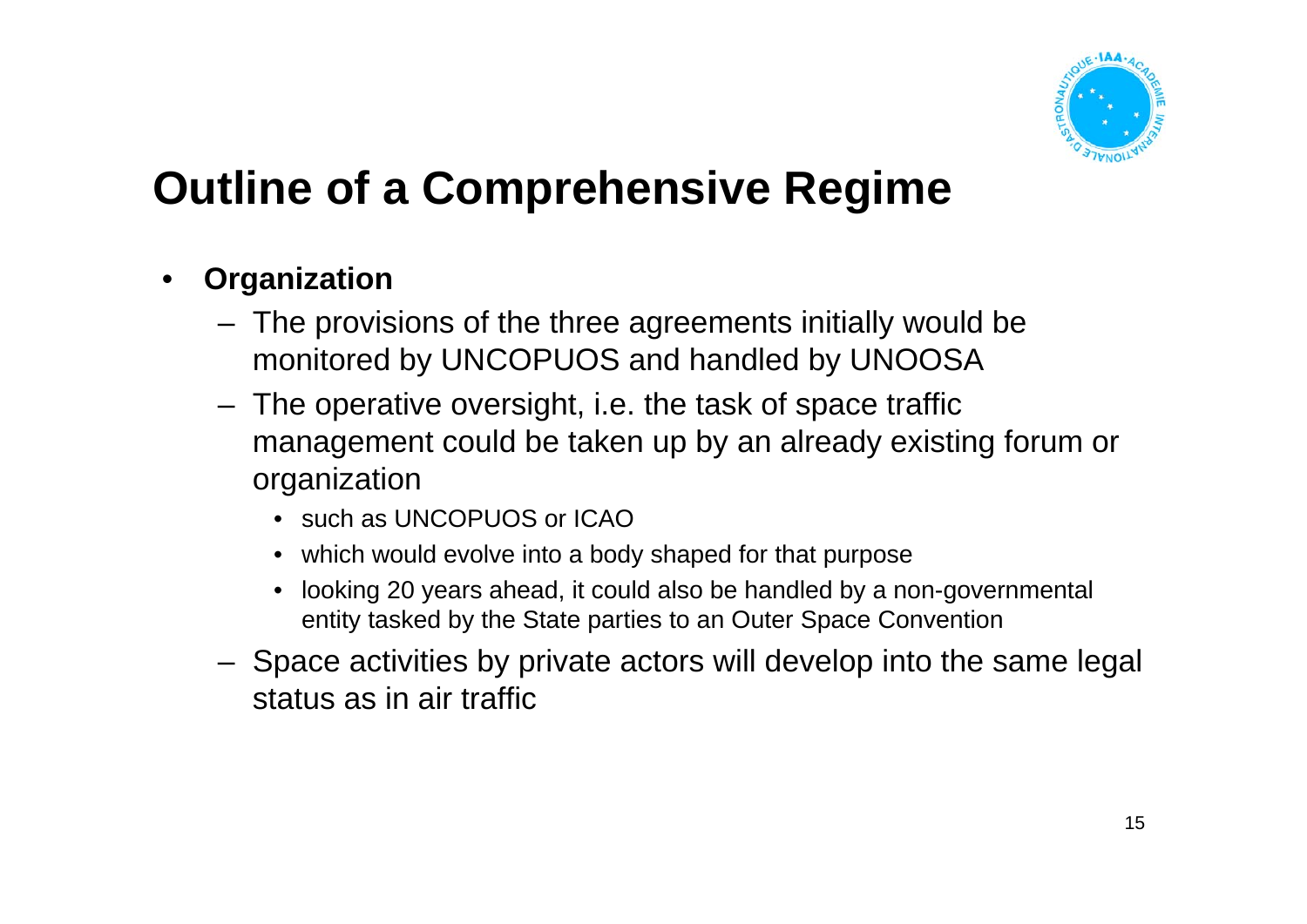# Outline of a Comprehensive Regime

- **Organization**
  - The provisions of the three agreements initially would be monitored by UNCOPUOS and handled by UNOOSA
  - The operative oversight, i.e. the task of space traffic management could be taken up by an already existing forum or organization
    - such as UNCOPUOS or ICAO
    - which would evolve into a body shaped for that purpose
    - looking 20 years ahead, it could also be handled by a non-governmental entity tasked by the State parties to an Outer Space Convention
  - Space activities by private actors will develop into the same legal status as in air traffic